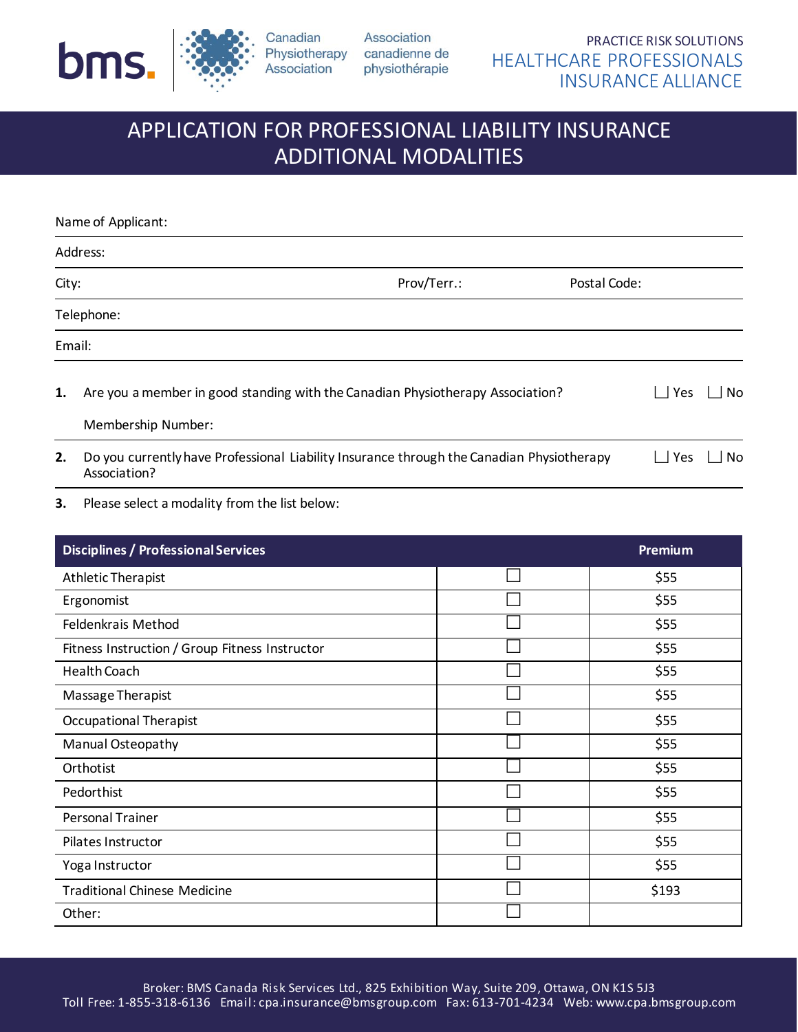bms. | Canadian Physiotherapy Association | Association canadienne de physiothérapie

PRACTICE RISK SOLUTIONS
HEALTHCARE PROFESSIONALS INSURANCE ALLIANCE

# APPLICATION FOR PROFESSIONAL LIABILITY INSURANCE ADDITIONAL MODALITIES

Name of Applicant:

Address:

City: Prov/Terr.: Postal Code:

Telephone:

Email:

**1.** Are you a member in good standing with the Canadian Physiotherapy Association? ☐ Yes ☐ No

Membership Number:

**2.** Do you currently have Professional Liability Insurance through the Canadian Physiotherapy Association? ☐ Yes ☐ No

**3.** Please select a modality from the list below:

| Disciplines / Professional Services | | Premium |
|---|---|---|
| Athletic Therapist | ☐ | $55 |
| Ergonomist | ☐ | $55 |
| Feldenkrais Method | ☐ | $55 |
| Fitness Instruction / Group Fitness Instructor | ☐ | $55 |
| Health Coach | ☐ | $55 |
| Massage Therapist | ☐ | $55 |
| Occupational Therapist | ☐ | $55 |
| Manual Osteopathy | ☐ | $55 |
| Orthotist | ☐ | $55 |
| Pedorthist | ☐ | $55 |
| Personal Trainer | ☐ | $55 |
| Pilates Instructor | ☐ | $55 |
| Yoga Instructor | ☐ | $55 |
| Traditional Chinese Medicine | ☐ | $193 |
| Other: | ☐ | |

Broker: BMS Canada Risk Services Ltd., 825 Exhibition Way, Suite 209, Ottawa, ON K1S 5J3
Toll Free: 1-855-318-6136 Email: cpa.insurance@bmsgroup.com Fax: 613-701-4234 Web: www.cpa.bmsgroup.com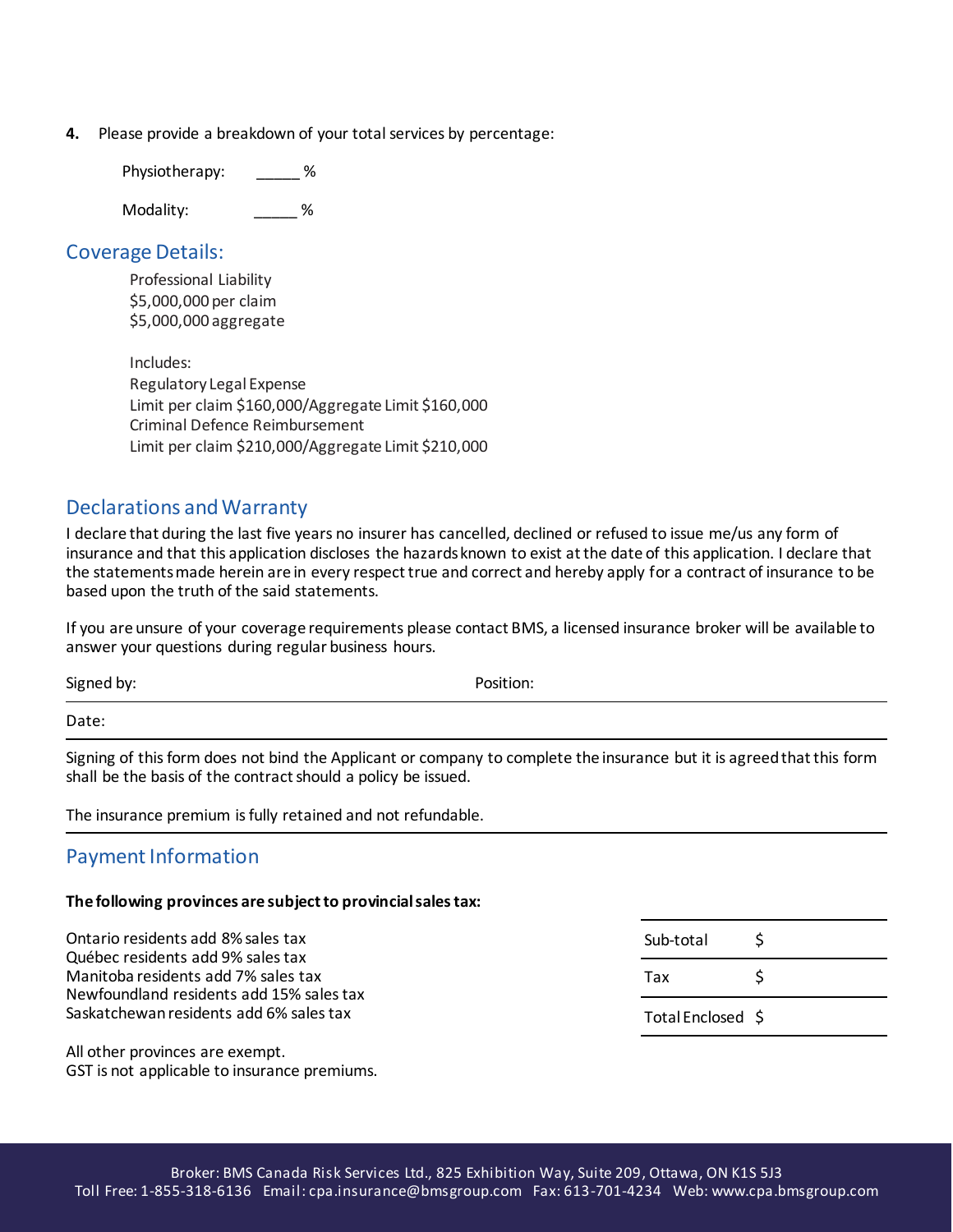**4.** Please provide a breakdown of your total services by percentage:

Physiotherapy: _____ %

Modality: _____ %

## Coverage Details:

Professional Liability
$5,000,000 per claim
$5,000,000 aggregate

Includes:
Regulatory Legal Expense
Limit per claim $160,000/Aggregate Limit $160,000
Criminal Defence Reimbursement
Limit per claim $210,000/Aggregate Limit $210,000

## Declarations and Warranty

I declare that during the last five years no insurer has cancelled, declined or refused to issue me/us any form of insurance and that this application discloses the hazards known to exist at the date of this application. I declare that the statements made herein are in every respect true and correct and hereby apply for a contract of insurance to be based upon the truth of the said statements.

If you are unsure of your coverage requirements please contact BMS, a licensed insurance broker will be available to answer your questions during regular business hours.

Signed by: Position:

Date:

Signing of this form does not bind the Applicant or company to complete the insurance but it is agreed that this form shall be the basis of the contract should a policy be issued.

The insurance premium is fully retained and not refundable.

## Payment Information

**The following provinces are subject to provincial sales tax:**

Ontario residents add 8% sales tax
Québec residents add 9% sales tax
Manitoba residents add 7% sales tax
Newfoundland residents add 15% sales tax
Saskatchewan residents add 6% sales tax

All other provinces are exempt.
GST is not applicable to insurance premiums.

| | |
|---|---|
| Sub-total | $ |
| Tax | $ |
| Total Enclosed | $ |

Broker: BMS Canada Risk Services Ltd., 825 Exhibition Way, Suite 209, Ottawa, ON K1S 5J3
Toll Free: 1-855-318-6136 Email: cpa.insurance@bmsgroup.com Fax: 613-701-4234 Web: www.cpa.bmsgroup.com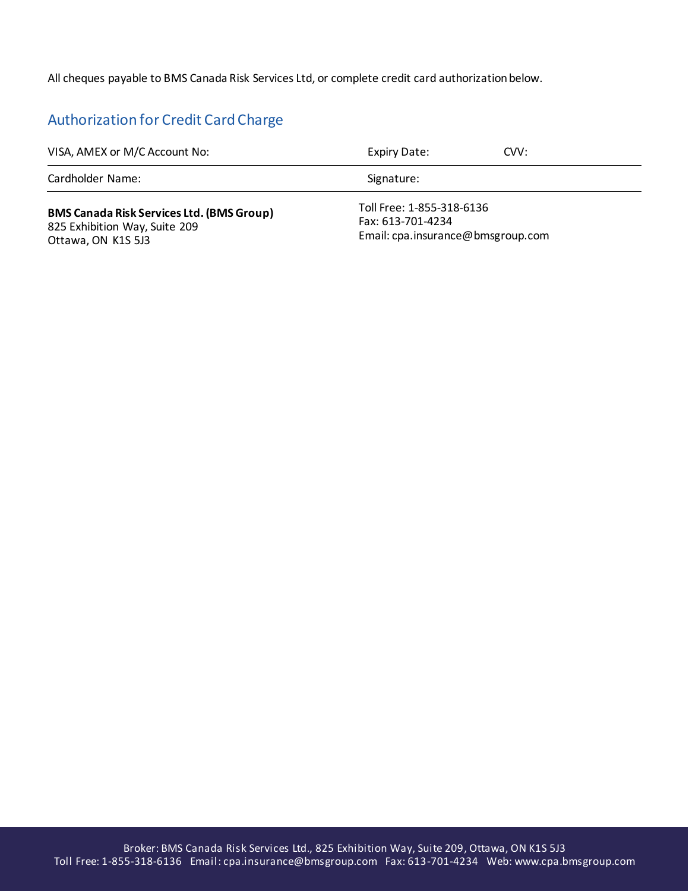All cheques payable to BMS Canada Risk Services Ltd, or complete credit card authorization below.

## Authorization for Credit Card Charge

| | | |
|---|---|---|
| VISA, AMEX or M/C Account No: | Expiry Date: | CVV: |
| Cardholder Name: | Signature: | |

**BMS Canada Risk Services Ltd. (BMS Group)**
825 Exhibition Way, Suite 209
Ottawa, ON K1S 5J3

Toll Free: 1-855-318-6136
Fax: 613-701-4234
Email: cpa.insurance@bmsgroup.com

Broker: BMS Canada Risk Services Ltd., 825 Exhibition Way, Suite 209, Ottawa, ON K1S 5J3
Toll Free: 1-855-318-6136 Email: cpa.insurance@bmsgroup.com Fax: 613-701-4234 Web: www.cpa.bmsgroup.com